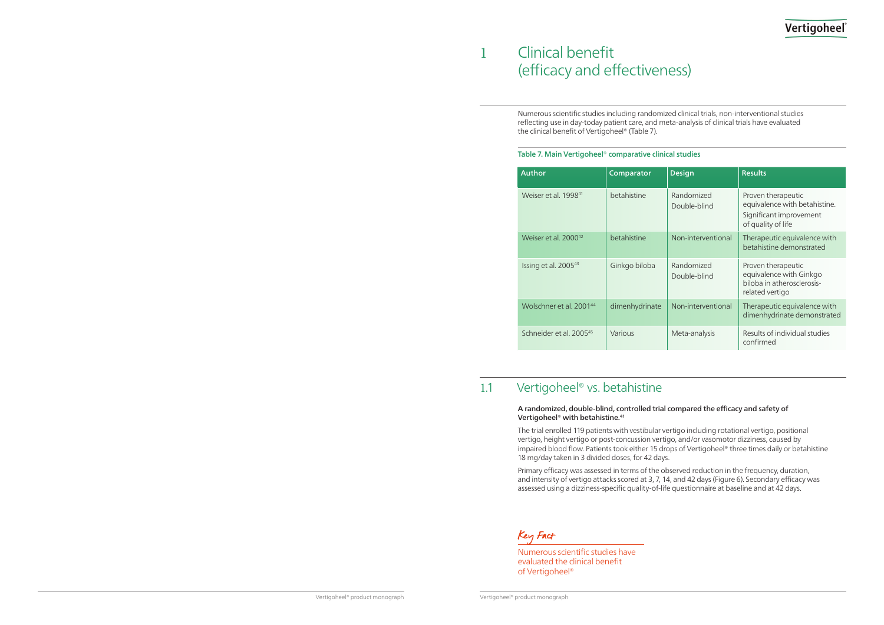# 1 Clinical benefit (efficacy and effectiveness)

Numerous scientific studies including randomized clinical trials, non-interventional studies reflecting use in day-today patient care, and meta-analysis of clinical trials have evaluated the clinical benefit of Vertigoheel® (Table 7).

**Table 7. Main Vertigoheel® comparative clinical studies**

| Author | Comparator | Design | Results |
| --- | --- | --- | --- |
| Weiser et al. 1998[41] | betahistine | Randomized Double-blind | Proven therapeutic equivalence with betahistine. Significant improvement of quality of life |
| Weiser et al. 2000[42] | betahistine | Non-interventional | Therapeutic equivalence with betahistine demonstrated |
| Issing et al. 2005[43] | Ginkgo biloba | Randomized Double-blind | Proven therapeutic equivalence with Ginkgo biloba in atherosclerosis-related vertigo |
| Wolschner et al. 2001[44] | dimenhydrinate | Non-interventional | Therapeutic equivalence with dimenhydrinate demonstrated |
| Schneider et al. 2005[45] | Various | Meta-analysis | Results of individual studies confirmed |

## 1.1 Vertigoheel® vs. betahistine

**A randomized, double-blind, controlled trial compared the efficacy and safety of Vertigoheel® with betahistine.[41]**

The trial enrolled 119 patients with vestibular vertigo including rotational vertigo, positional vertigo, height vertigo or post-concussion vertigo, and/or vasomotor dizziness, caused by impaired blood flow. Patients took either 15 drops of Vertigoheel® three times daily or betahistine 18 mg/day taken in 3 divided doses, for 42 days.

Primary efficacy was assessed in terms of the observed reduction in the frequency, duration, and intensity of vertigo attacks scored at 3, 7, 14, and 42 days (Figure 6). Secondary efficacy was assessed using a dizziness-specific quality-of-life questionnaire at baseline and at 42 days.

*Key Fact*

Numerous scientific studies have evaluated the clinical benefit of Vertigoheel®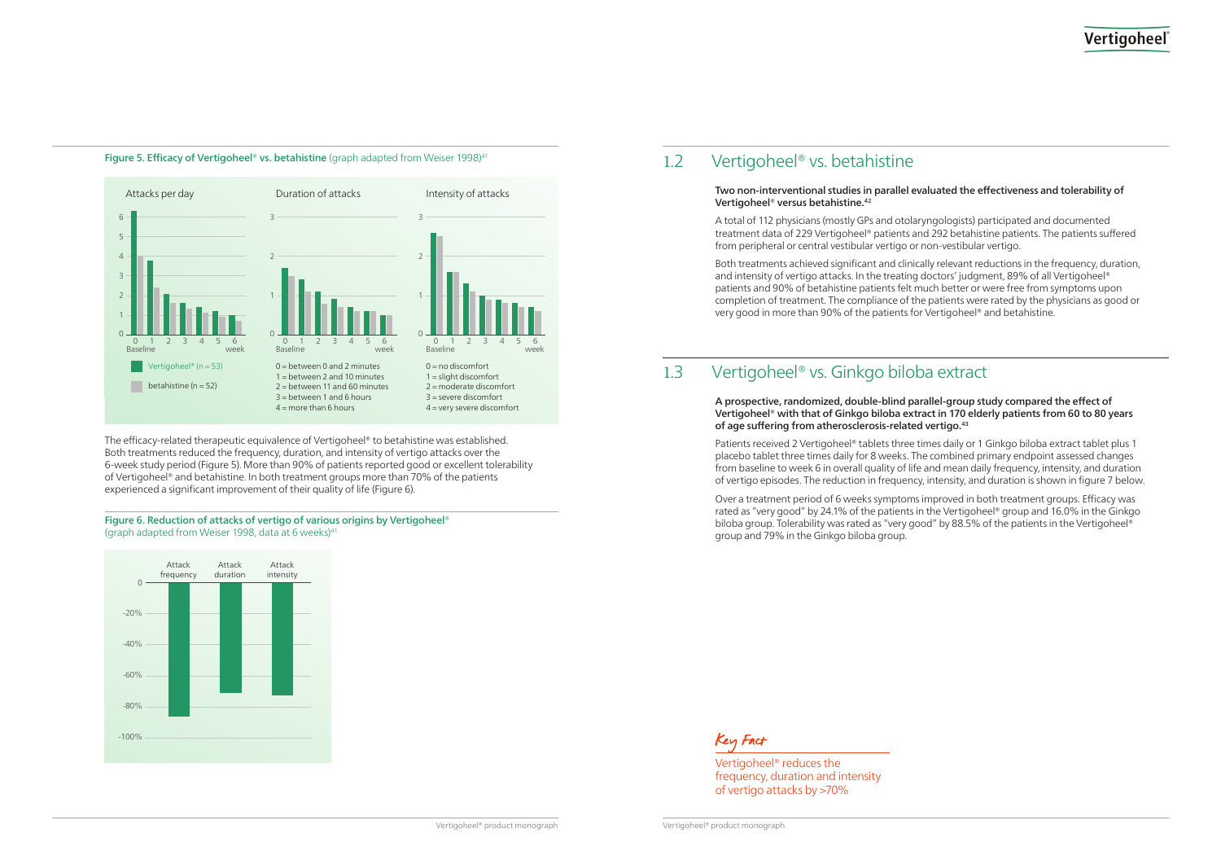**Figure 5. Efficacy of Vertigoheel® vs. betahistine** (graph adapted from Weiser 1998)[41]

Attacks per day

Duration of attacks

Intensity of attacks

Vertigoheel® (n = 53)

betahistine (n = 52)

0 = between 0 and 2 minutes
1 = between 2 and 10 minutes
2 = between 11 and 60 minutes
3 = between 1 and 6 hours
4 = more than 6 hours

0 = no discomfort
1 = slight discomfort
2 = moderate discomfort
3 = severe discomfort
4 = very severe discomfort

The efficacy-related therapeutic equivalence of Vertigoheel® to betahistine was established. Both treatments reduced the frequency, duration, and intensity of vertigo attacks over the 6-week study period (Figure 5). More than 90% of patients reported good or excellent tolerability of Vertigoheel® and betahistine. In both treatment groups more than 70% of the patients experienced a significant improvement of their quality of life (Figure 6).

**Figure 6. Reduction of attacks of vertigo of various origins by Vertigoheel®** (graph adapted from Weiser 1998, data at 6 weeks)[41]

Attack frequency · Attack duration · Attack intensity

## 1.2 Vertigoheel® vs. betahistine

**Two non-interventional studies in parallel evaluated the effectiveness and tolerability of Vertigoheel® versus betahistine.[42]**

A total of 112 physicians (mostly GPs and otolaryngologists) participated and documented treatment data of 229 Vertigoheel® patients and 292 betahistine patients. The patients suffered from peripheral or central vestibular vertigo or non-vestibular vertigo.

Both treatments achieved significant and clinically relevant reductions in the frequency, duration, and intensity of vertigo attacks. In the treating doctors' judgment, 89% of all Vertigoheel® patients and 90% of betahistine patients felt much better or were free from symptoms upon completion of treatment. The compliance of the patients were rated by the physicians as good or very good in more than 90% of the patients for Vertigoheel® and betahistine.

## 1.3 Vertigoheel® vs. Ginkgo biloba extract

**A prospective, randomized, double-blind parallel-group study compared the effect of Vertigoheel® with that of Ginkgo biloba extract in 170 elderly patients from 60 to 80 years of age suffering from atherosclerosis-related vertigo.[43]**

Patients received 2 Vertigoheel® tablets three times daily or 1 Ginkgo biloba extract tablet plus 1 placebo tablet three times daily for 8 weeks. The combined primary endpoint assessed changes from baseline to week 6 in overall quality of life and mean daily frequency, intensity, and duration of vertigo episodes. The reduction in frequency, intensity, and duration is shown in figure 7 below.

Over a treatment period of 6 weeks symptoms improved in both treatment groups. Efficacy was rated as "very good" by 24.1% of the patients in the Vertigoheel® group and 16.0% in the Ginkgo biloba group. Tolerability was rated as "very good" by 88.5% of the patients in the Vertigoheel® group and 79% in the Ginkgo biloba group.

*Key Fact*

Vertigoheel® reduces the frequency, duration and intensity of vertigo attacks by >70%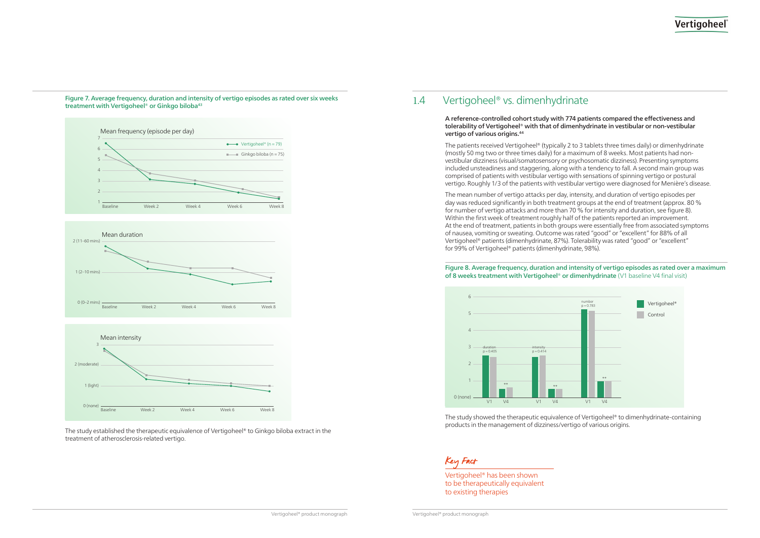**Figure 7. Average frequency, duration and intensity of vertigo episodes as rated over six weeks treatment with Vertigoheel® or Ginkgo biloba[43]**

The study established the therapeutic equivalence of Vertigoheel® to Ginkgo biloba extract in the treatment of atherosclerosis-related vertigo.

## 1.4 Vertigoheel® vs. dimenhydrinate

**A reference-controlled cohort study with 774 patients compared the effectiveness and tolerability of Vertigoheel® with that of dimenhydrinate in vestibular or non-vestibular vertigo of various origins.[44]**

The patients received Vertigoheel® (typically 2 to 3 tablets three times daily) or dimenhydrinate (mostly 50 mg two or three times daily) for a maximum of 8 weeks. Most patients had non-vestibular dizziness (visual/somatosensory or psychosomatic dizziness). Presenting symptoms included unsteadiness and staggering, along with a tendency to fall. A second main group was comprised of patients with vestibular vertigo with sensations of spinning vertigo or postural vertigo. Roughly 1/3 of the patients with vestibular vertigo were diagnosed for Menière's disease.

The mean number of vertigo attacks per day, intensity, and duration of vertigo episodes per day was reduced significantly in both treatment groups at the end of treatment (approx. 80 % for number of vertigo attacks and more than 70 % for intensity and duration, see figure 8). Within the first week of treatment roughly half of the patients reported an improvement. At the end of treatment, patients in both groups were essentially free from associated symptoms of nausea, vomiting or sweating. Outcome was rated "good" or "excellent" for 88% of all Vertigoheel® patients (dimenhydrinate, 87%). Tolerability was rated "good" or "excellent" for 99% of Vertigoheel® patients (dimenhydrinate, 98%).

**Figure 8. Average frequency, duration and intensity of vertigo episodes as rated over a maximum of 8 weeks treatment with Vertigoheel® or dimenhydrinate** (V1 baseline V4 final visit)

The study showed the therapeutic equivalence of Vertigoheel® to dimenhydrinate-containing products in the management of dizziness/vertigo of various origins.

*Key Fact*

Vertigoheel® has been shown to be therapeutically equivalent to existing therapies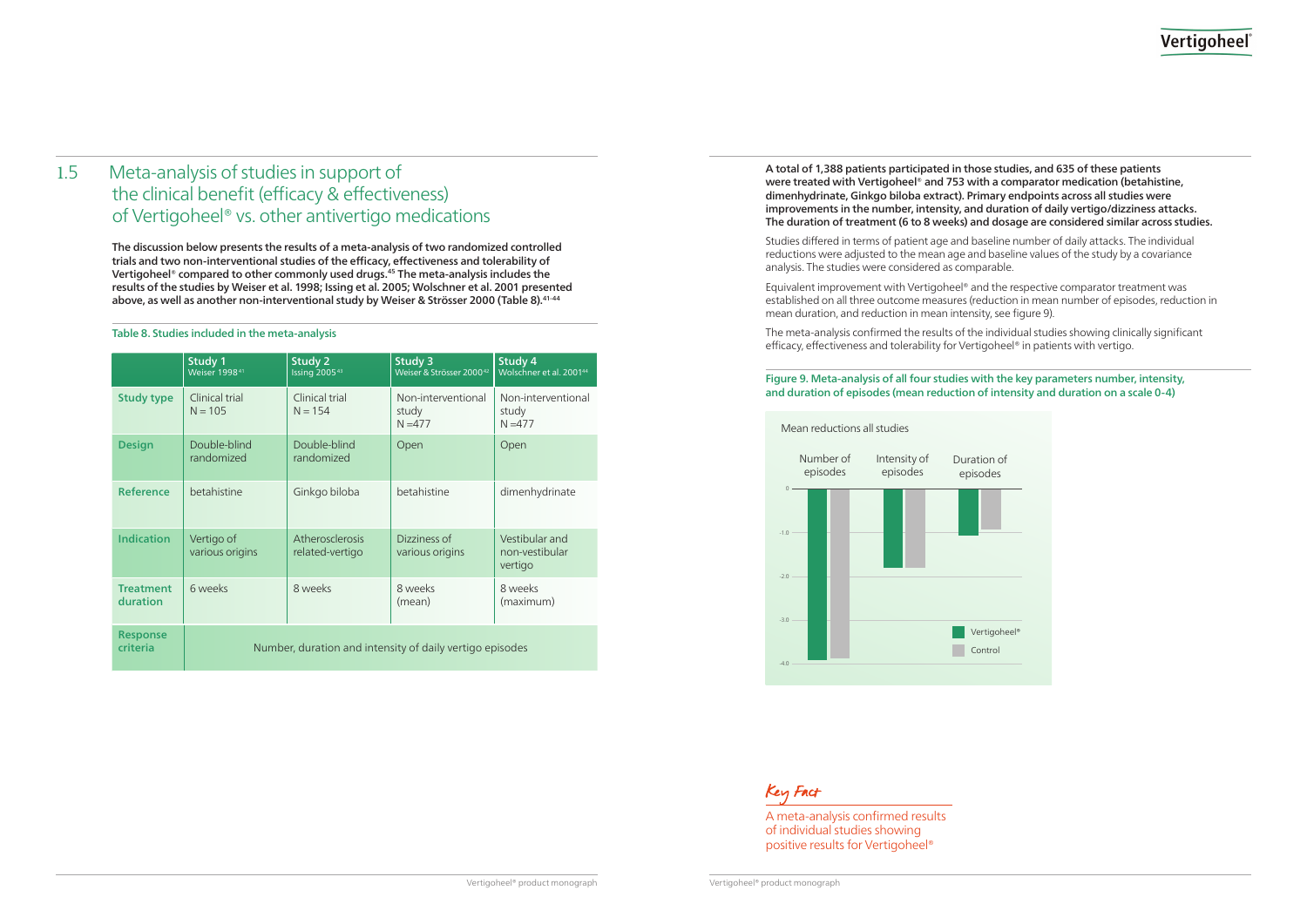## 1.5 Meta-analysis of studies in support of the clinical benefit (efficacy & effectiveness) of Vertigoheel® vs. other antivertigo medications

**The discussion below presents the results of a meta-analysis of two randomized controlled trials and two non-interventional studies of the efficacy, effectiveness and tolerability of Vertigoheel® compared to other commonly used drugs.[45] The meta-analysis includes the results of the studies by Weiser et al. 1998; Issing et al. 2005; Wolschner et al. 2001 presented above, as well as another non-interventional study by Weiser & Strösser 2000 (Table 8).[41-44]**

Table 8. Studies included in the meta-analysis

| | Study 1 Weiser 1998[41] | Study 2 Issing 2005[43] | Study 3 Weiser & Strösser 2000[42] | Study 4 Wolschner et al. 2001[44] |
|---|---|---|---|---|
| **Study type** | Clinical trial N = 105 | Clinical trial N = 154 | Non-interventional study N =477 | Non-interventional study N =477 |
| **Design** | Double-blind randomized | Double-blind randomized | Open | Open |
| **Reference** | betahistine | Ginkgo biloba | betahistine | dimenhydrinate |
| **Indication** | Vertigo of various origins | Atherosclerosis related-vertigo | Dizziness of various origins | Vestibular and non-vestibular vertigo |
| **Treatment duration** | 6 weeks | 8 weeks | 8 weeks (mean) | 8 weeks (maximum) |
| **Response criteria** | Number, duration and intensity of daily vertigo episodes | | | |

**A total of 1,388 patients participated in those studies, and 635 of these patients were treated with Vertigoheel® and 753 with a comparator medication (betahistine, dimenhydrinate, Ginkgo biloba extract). Primary endpoints across all studies were improvements in the number, intensity, and duration of daily vertigo/dizziness attacks. The duration of treatment (6 to 8 weeks) and dosage are considered similar across studies.**

Studies differed in terms of patient age and baseline number of daily attacks. The individual reductions were adjusted to the mean age and baseline values of the study by a covariance analysis. The studies were considered as comparable.

Equivalent improvement with Vertigoheel® and the respective comparator treatment was established on all three outcome measures (reduction in mean number of episodes, reduction in mean duration, and reduction in mean intensity, see figure 9).

The meta-analysis confirmed the results of the individual studies showing clinically significant efficacy, effectiveness and tolerability for Vertigoheel® in patients with vertigo.

**Figure 9. Meta-analysis of all four studies with the key parameters number, intensity, and duration of episodes (mean reduction of intensity and duration on a scale 0-4)**

Mean reductions all studies

| | Number of episodes | Intensity of episodes | Duration of episodes |
|---|---|---|---|
| Vertigoheel® | ≈ -3.9 | ≈ -1.8 | ≈ -1.1 |
| Control | ≈ -3.9 | ≈ -1.8 | ≈ -0.9 |

*Key Fact*

A meta-analysis confirmed results of individual studies showing positive results for Vertigoheel®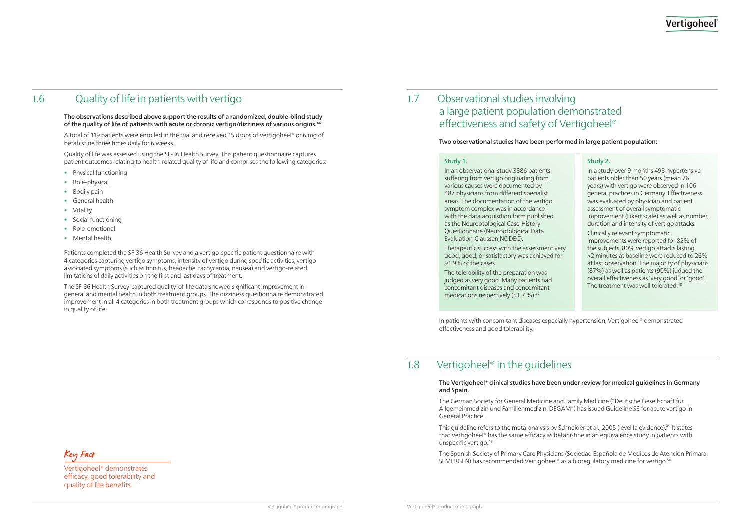## 1.6 Quality of life in patients with vertigo

**The observations described above support the results of a randomized, double-blind study of the quality of life of patients with acute or chronic vertigo/dizziness of various origins.[46]**

A total of 119 patients were enrolled in the trial and received 15 drops of Vertigoheel® or 6 mg of betahistine three times daily for 6 weeks.

Quality of life was assessed using the SF-36 Health Survey. This patient questionnaire captures patient outcomes relating to health-related quality of life and comprises the following categories:

- Physical functioning
- Role-physical
- Bodily pain
- General health
- Vitality
- Social functioning
- Role-emotional
- Mental health

Patients completed the SF-36 Health Survey and a vertigo-specific patient questionnaire with 4 categories capturing vertigo symptoms, intensity of vertigo during specific activities, vertigo associated symptoms (such as tinnitus, headache, tachycardia, nausea) and vertigo-related limitations of daily activities on the first and last days of treatment.

The SF-36 Health Survey-captured quality-of-life data showed significant improvement in general and mental health in both treatment groups. The dizziness questionnaire demonstrated improvement in all 4 categories in both treatment groups which corresponds to positive change in quality of life.

*Key Fact*

Vertigoheel® demonstrates efficacy, good tolerability and quality of life benefits

## 1.7 Observational studies involving a large patient population demonstrated effectiveness and safety of Vertigoheel®

**Two observational studies have been performed in large patient population:**

**Study 1.**

In an observational study 3386 patients suffering from vertigo originating from various causes were documented by 487 physicians from different specialist areas. The documentation of the vertigo symptom complex was in accordance with the data acquisition form published as the Neurootological Case-History Questionnaire (Neurootological Data Evaluation-Claussen,NODEC).

Therapeutic success with the assessment very good, good, or satisfactory was achieved for 91.9% of the cases.

The tolerability of the preparation was judged as very good. Many patients had concomitant diseases and concomitant medications respectively (51.7 %).[47]

**Study 2.**

In a study over 9 months 493 hypertensive patients older than 50 years (mean 76 years) with vertigo were observed in 106 general practices in Germany. Effectiveness was evaluated by physician and patient assessment of overall symptomatic improvement (Likert scale) as well as number, duration and intensity of vertigo attacks.

Clinically relevant symptomatic improvements were reported for 82% of the subjects. 80% vertigo attacks lasting >2 minutes at baseline were reduced to 26% at last observation. The majority of physicians (87%) as well as patients (90%) judged the overall effectiveness as 'very good' or 'good'. The treatment was well tolerated.[48]

In patients with concomitant diseases especially hypertension, Vertigoheel® demonstrated effectiveness and good tolerability.

## 1.8 Vertigoheel® in the guidelines

**The Vertigoheel® clinical studies have been under review for medical guidelines in Germany and Spain.**

The German Society for General Medicine and Family Medicine ("Deutsche Gesellschaft für Allgemeinmedizin und Familienmedizin, DEGAM") has issued Guideline S3 for acute vertigo in General Practice.

This guideline refers to the meta-analysis by Schneider et al., 2005 (level Ia evidence).[45] It states that Vertigoheel® has the same efficacy as betahistine in an equivalence study in patients with unspecific vertigo.[49]

The Spanish Society of Primary Care Physicians (Sociedad Española de Médicos de Atención Primaria, SEMERGEN) has recommended Vertigoheel® as a bioregulatory medicine for vertigo.[50]